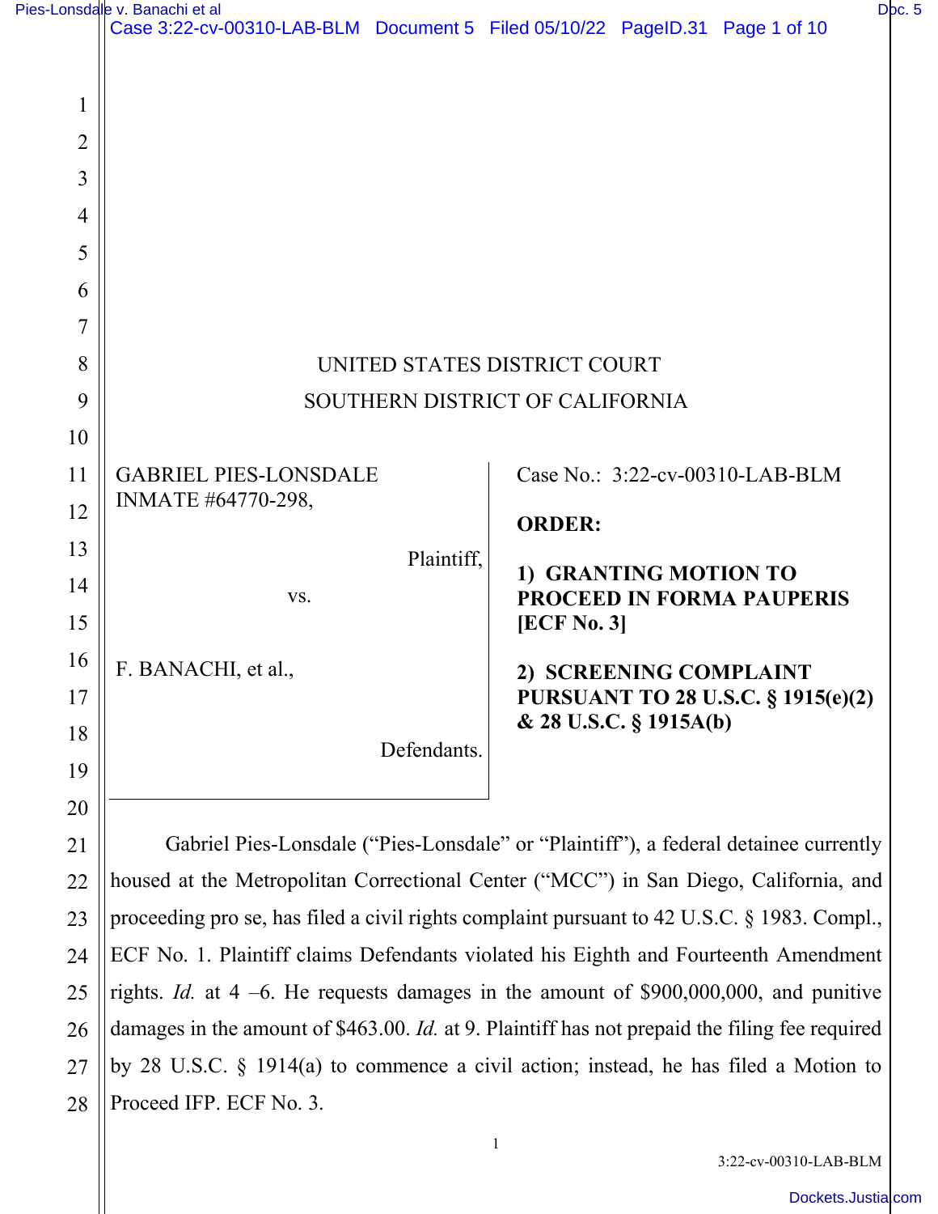UNITED STATES DISTRICT COURT

SOUTHERN DISTRICT OF CALIFORNIA

GABRIEL PIES-LONSDALE INMATE #64770-298,

Plaintiff,

vs.

F. BANACHI, et al.,

Defendants.

Case No.: 3:22-cv-00310-LAB-BLM

**ORDER:**

**1) GRANTING MOTION TO PROCEED IN FORMA PAUPERIS [ECF No. 3]**

**2) SCREENING COMPLAINT PURSUANT TO 28 U.S.C. § 1915(e)(2) & 28 U.S.C. § 1915A(b)**

Gabriel Pies-Lonsdale ("Pies-Lonsdale" or "Plaintiff"), a federal detainee currently housed at the Metropolitan Correctional Center ("MCC") in San Diego, California, and proceeding pro se, has filed a civil rights complaint pursuant to 42 U.S.C. § 1983. Compl., ECF No. 1. Plaintiff claims Defendants violated his Eighth and Fourteenth Amendment rights. *Id.* at 4 –6. He requests damages in the amount of $900,000,000, and punitive damages in the amount of $463.00. *Id.* at 9. Plaintiff has not prepaid the filing fee required by 28 U.S.C. § 1914(a) to commence a civil action; instead, he has filed a Motion to Proceed IFP. ECF No. 3.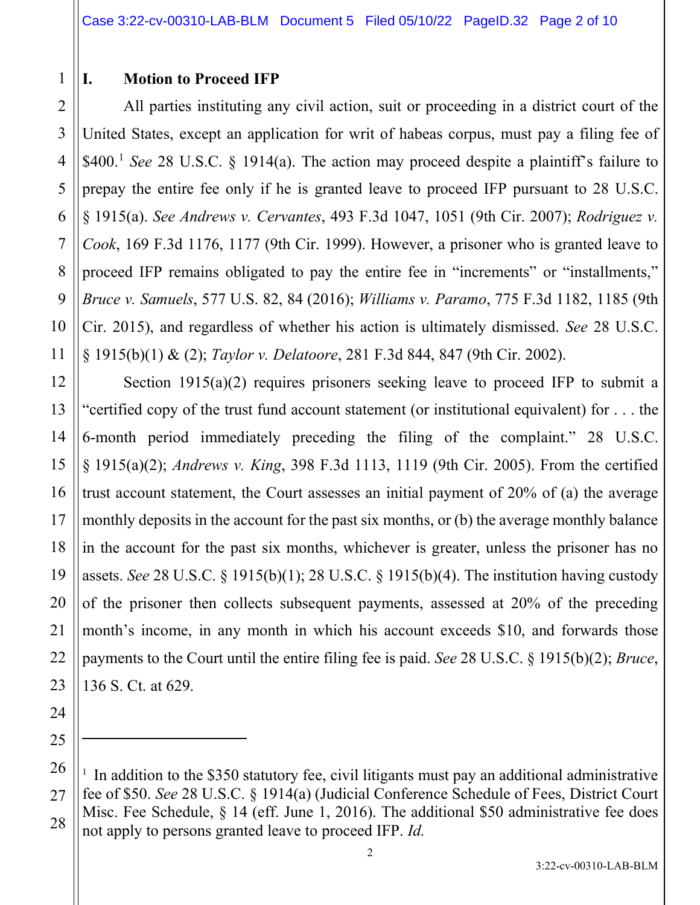## I. Motion to Proceed IFP

All parties instituting any civil action, suit or proceeding in a district court of the United States, except an application for writ of habeas corpus, must pay a filing fee of $400.[1] *See* 28 U.S.C. § 1914(a). The action may proceed despite a plaintiff's failure to prepay the entire fee only if he is granted leave to proceed IFP pursuant to 28 U.S.C. § 1915(a). *See Andrews v. Cervantes*, 493 F.3d 1047, 1051 (9th Cir. 2007); *Rodriguez v. Cook*, 169 F.3d 1176, 1177 (9th Cir. 1999). However, a prisoner who is granted leave to proceed IFP remains obligated to pay the entire fee in "increments" or "installments," *Bruce v. Samuels*, 577 U.S. 82, 84 (2016); *Williams v. Paramo*, 775 F.3d 1182, 1185 (9th Cir. 2015), and regardless of whether his action is ultimately dismissed. *See* 28 U.S.C. § 1915(b)(1) & (2); *Taylor v. Delatoore*, 281 F.3d 844, 847 (9th Cir. 2002).

Section 1915(a)(2) requires prisoners seeking leave to proceed IFP to submit a "certified copy of the trust fund account statement (or institutional equivalent) for . . . the 6-month period immediately preceding the filing of the complaint." 28 U.S.C. § 1915(a)(2); *Andrews v. King*, 398 F.3d 1113, 1119 (9th Cir. 2005). From the certified trust account statement, the Court assesses an initial payment of 20% of (a) the average monthly deposits in the account for the past six months, or (b) the average monthly balance in the account for the past six months, whichever is greater, unless the prisoner has no assets. *See* 28 U.S.C. § 1915(b)(1); 28 U.S.C. § 1915(b)(4). The institution having custody of the prisoner then collects subsequent payments, assessed at 20% of the preceding month's income, in any month in which his account exceeds $10, and forwards those payments to the Court until the entire filing fee is paid. *See* 28 U.S.C. § 1915(b)(2); *Bruce*, 136 S. Ct. at 629.

---

[1] In addition to the $350 statutory fee, civil litigants must pay an additional administrative fee of $50. *See* 28 U.S.C. § 1914(a) (Judicial Conference Schedule of Fees, District Court Misc. Fee Schedule, § 14 (eff. June 1, 2016). The additional $50 administrative fee does not apply to persons granted leave to proceed IFP. *Id.*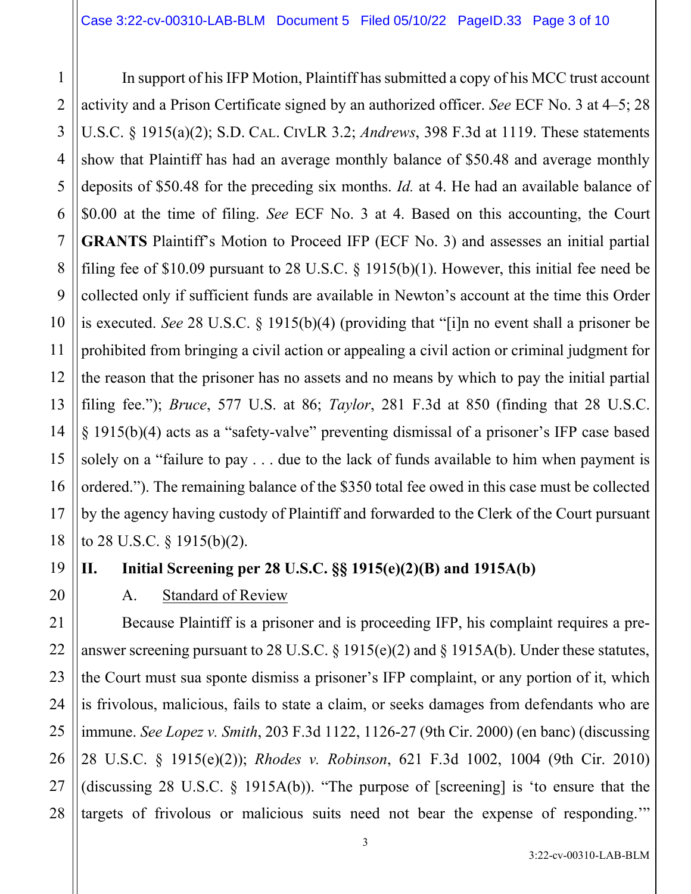In support of his IFP Motion, Plaintiff has submitted a copy of his MCC trust account activity and a Prison Certificate signed by an authorized officer. *See* ECF No. 3 at 4–5; 28 U.S.C. § 1915(a)(2); S.D. CAL. CIVLR 3.2; *Andrews*, 398 F.3d at 1119. These statements show that Plaintiff has had an average monthly balance of $50.48 and average monthly deposits of $50.48 for the preceding six months. *Id.* at 4. He had an available balance of $0.00 at the time of filing. *See* ECF No. 3 at 4. Based on this accounting, the Court **GRANTS** Plaintiff's Motion to Proceed IFP (ECF No. 3) and assesses an initial partial filing fee of $10.09 pursuant to 28 U.S.C. § 1915(b)(1). However, this initial fee need be collected only if sufficient funds are available in Newton's account at the time this Order is executed. *See* 28 U.S.C. § 1915(b)(4) (providing that "[i]n no event shall a prisoner be prohibited from bringing a civil action or appealing a civil action or criminal judgment for the reason that the prisoner has no assets and no means by which to pay the initial partial filing fee."); *Bruce*, 577 U.S. at 86; *Taylor*, 281 F.3d at 850 (finding that 28 U.S.C. § 1915(b)(4) acts as a "safety-valve" preventing dismissal of a prisoner's IFP case based solely on a "failure to pay . . . due to the lack of funds available to him when payment is ordered."). The remaining balance of the $350 total fee owed in this case must be collected by the agency having custody of Plaintiff and forwarded to the Clerk of the Court pursuant to 28 U.S.C. § 1915(b)(2).

## II. Initial Screening per 28 U.S.C. §§ 1915(e)(2)(B) and 1915A(b)

### A. Standard of Review

Because Plaintiff is a prisoner and is proceeding IFP, his complaint requires a pre-answer screening pursuant to 28 U.S.C. § 1915(e)(2) and § 1915A(b). Under these statutes, the Court must sua sponte dismiss a prisoner's IFP complaint, or any portion of it, which is frivolous, malicious, fails to state a claim, or seeks damages from defendants who are immune. *See Lopez v. Smith*, 203 F.3d 1122, 1126-27 (9th Cir. 2000) (en banc) (discussing 28 U.S.C. § 1915(e)(2)); *Rhodes v. Robinson*, 621 F.3d 1002, 1004 (9th Cir. 2010) (discussing 28 U.S.C. § 1915A(b)). "The purpose of [screening] is 'to ensure that the targets of frivolous or malicious suits need not bear the expense of responding.'"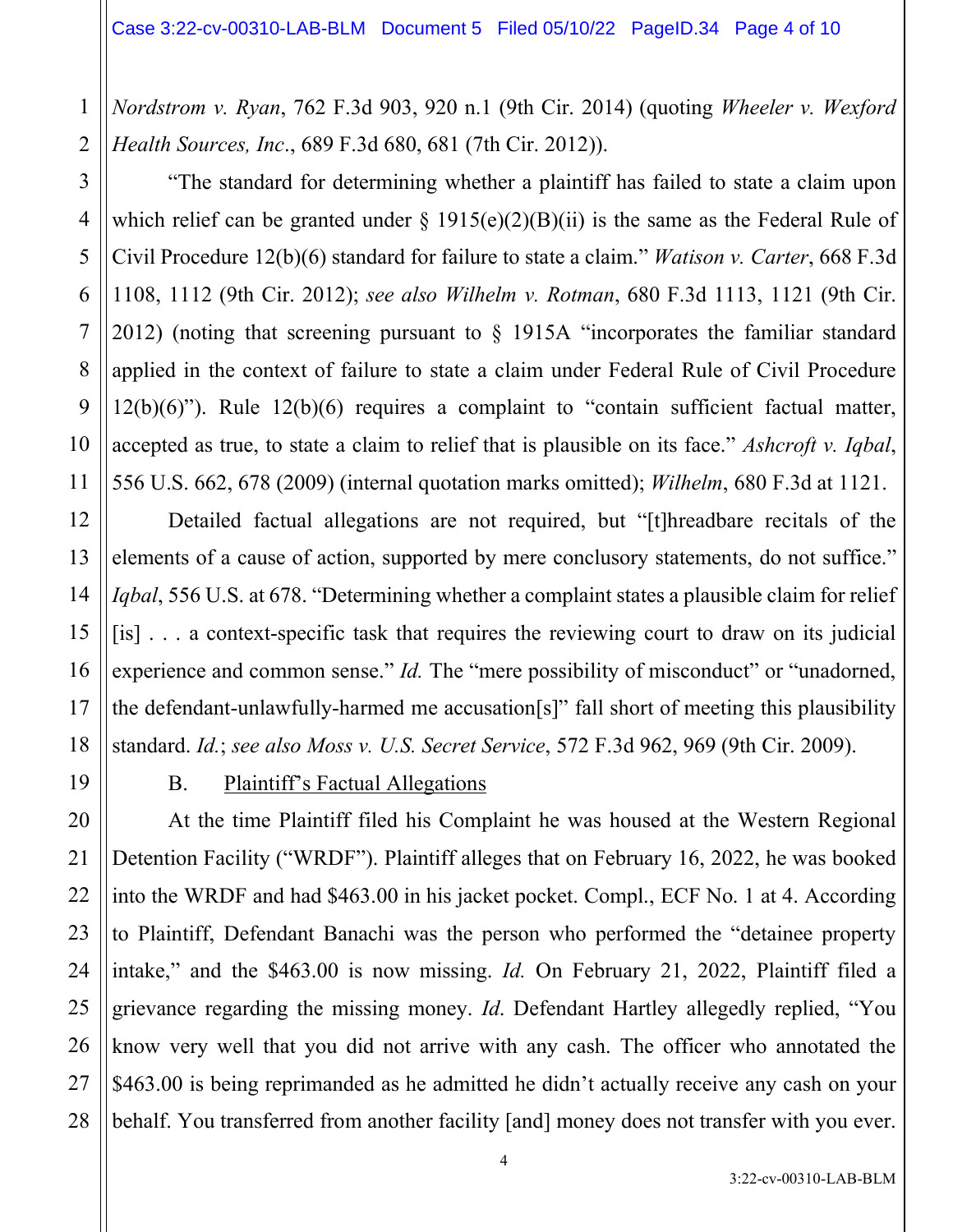*Nordstrom v. Ryan*, 762 F.3d 903, 920 n.1 (9th Cir. 2014) (quoting *Wheeler v. Wexford Health Sources, Inc*., 689 F.3d 680, 681 (7th Cir. 2012)).

"The standard for determining whether a plaintiff has failed to state a claim upon which relief can be granted under § 1915(e)(2)(B)(ii) is the same as the Federal Rule of Civil Procedure 12(b)(6) standard for failure to state a claim." *Watison v. Carter*, 668 F.3d 1108, 1112 (9th Cir. 2012); *see also Wilhelm v. Rotman*, 680 F.3d 1113, 1121 (9th Cir. 2012) (noting that screening pursuant to § 1915A "incorporates the familiar standard applied in the context of failure to state a claim under Federal Rule of Civil Procedure 12(b)(6)"). Rule 12(b)(6) requires a complaint to "contain sufficient factual matter, accepted as true, to state a claim to relief that is plausible on its face." *Ashcroft v. Iqbal*, 556 U.S. 662, 678 (2009) (internal quotation marks omitted); *Wilhelm*, 680 F.3d at 1121.

Detailed factual allegations are not required, but "[t]hreadbare recitals of the elements of a cause of action, supported by mere conclusory statements, do not suffice." *Iqbal*, 556 U.S. at 678. "Determining whether a complaint states a plausible claim for relief [is] . . . a context-specific task that requires the reviewing court to draw on its judicial experience and common sense." *Id.* The "mere possibility of misconduct" or "unadorned, the defendant-unlawfully-harmed me accusation[s]" fall short of meeting this plausibility standard. *Id.*; *see also Moss v. U.S. Secret Service*, 572 F.3d 962, 969 (9th Cir. 2009).

B. Plaintiff's Factual Allegations

At the time Plaintiff filed his Complaint he was housed at the Western Regional Detention Facility ("WRDF"). Plaintiff alleges that on February 16, 2022, he was booked into the WRDF and had $463.00 in his jacket pocket. Compl., ECF No. 1 at 4. According to Plaintiff, Defendant Banachi was the person who performed the "detainee property intake," and the $463.00 is now missing. *Id.* On February 21, 2022, Plaintiff filed a grievance regarding the missing money. *Id*. Defendant Hartley allegedly replied, "You know very well that you did not arrive with any cash. The officer who annotated the $463.00 is being reprimanded as he admitted he didn't actually receive any cash on your behalf. You transferred from another facility [and] money does not transfer with you ever.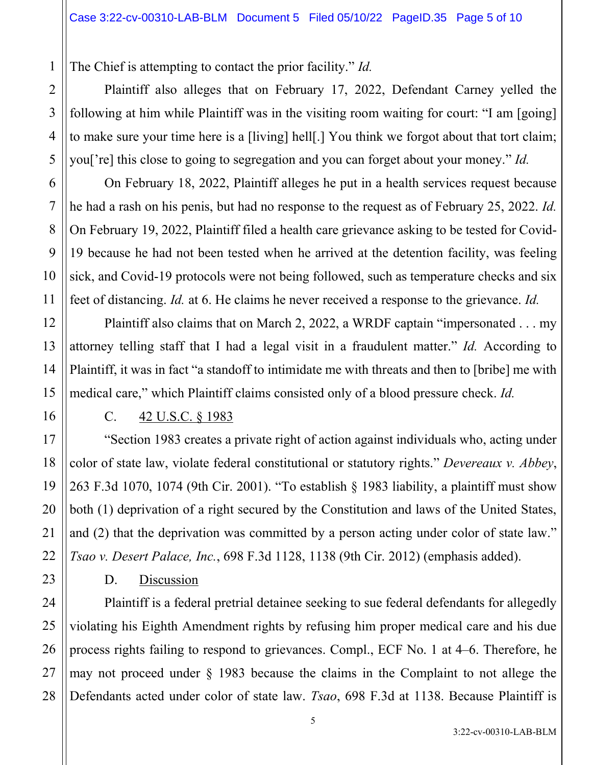The Chief is attempting to contact the prior facility." *Id.*

Plaintiff also alleges that on February 17, 2022, Defendant Carney yelled the following at him while Plaintiff was in the visiting room waiting for court: "I am [going] to make sure your time here is a [living] hell[.] You think we forgot about that tort claim; you['re] this close to going to segregation and you can forget about your money." *Id.*

On February 18, 2022, Plaintiff alleges he put in a health services request because he had a rash on his penis, but had no response to the request as of February 25, 2022. *Id.* On February 19, 2022, Plaintiff filed a health care grievance asking to be tested for Covid-19 because he had not been tested when he arrived at the detention facility, was feeling sick, and Covid-19 protocols were not being followed, such as temperature checks and six feet of distancing. *Id.* at 6. He claims he never received a response to the grievance. *Id.*

Plaintiff also claims that on March 2, 2022, a WRDF captain "impersonated . . . my attorney telling staff that I had a legal visit in a fraudulent matter." *Id.* According to Plaintiff, it was in fact "a standoff to intimidate me with threats and then to [bribe] me with medical care," which Plaintiff claims consisted only of a blood pressure check. *Id.*

C. 42 U.S.C. § 1983

"Section 1983 creates a private right of action against individuals who, acting under color of state law, violate federal constitutional or statutory rights." *Devereaux v. Abbey*, 263 F.3d 1070, 1074 (9th Cir. 2001). "To establish § 1983 liability, a plaintiff must show both (1) deprivation of a right secured by the Constitution and laws of the United States, and (2) that the deprivation was committed by a person acting under color of state law." *Tsao v. Desert Palace, Inc.*, 698 F.3d 1128, 1138 (9th Cir. 2012) (emphasis added).

D. Discussion

Plaintiff is a federal pretrial detainee seeking to sue federal defendants for allegedly violating his Eighth Amendment rights by refusing him proper medical care and his due process rights failing to respond to grievances. Compl., ECF No. 1 at 4–6. Therefore, he may not proceed under § 1983 because the claims in the Complaint to not allege the Defendants acted under color of state law. *Tsao*, 698 F.3d at 1138. Because Plaintiff is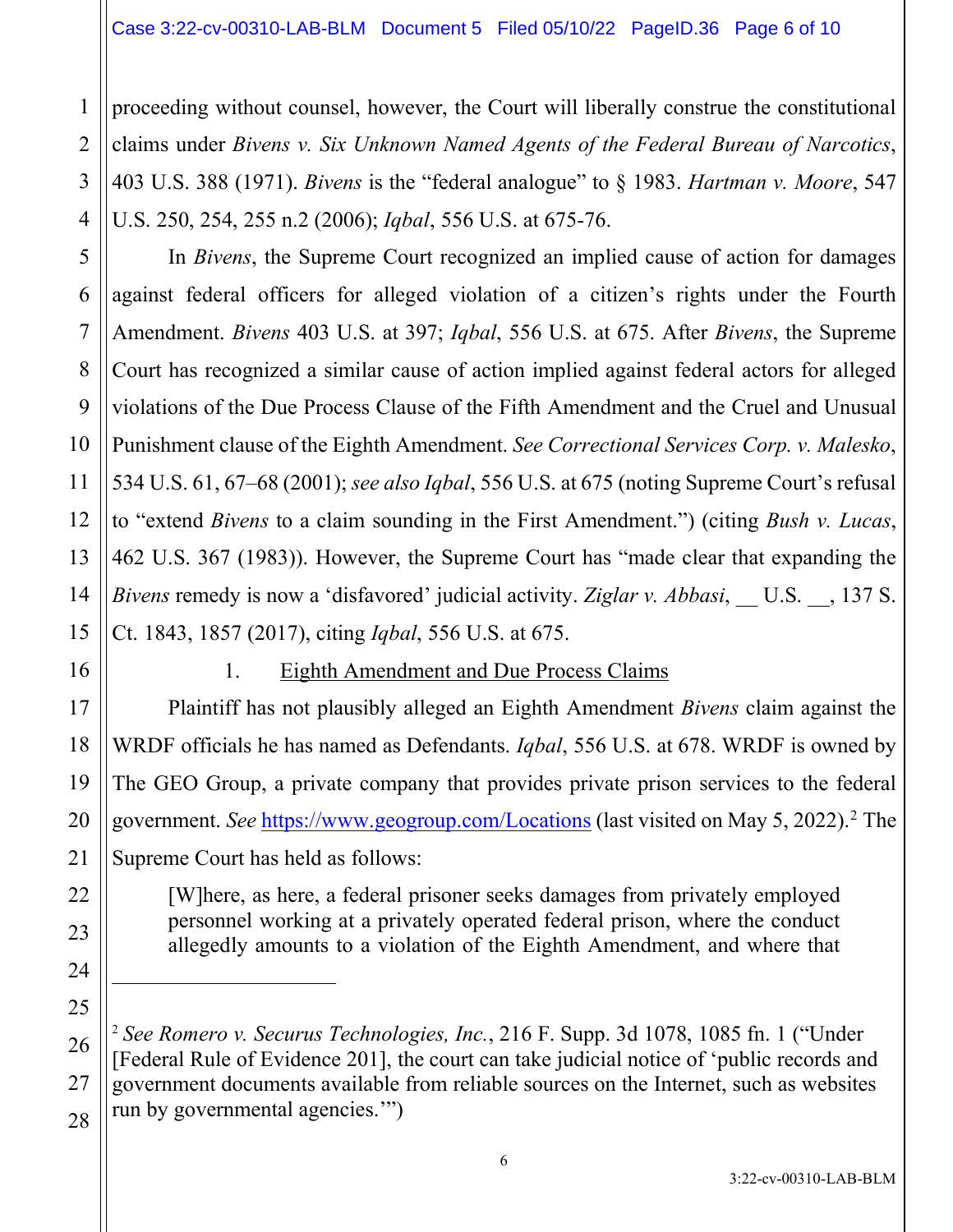proceeding without counsel, however, the Court will liberally construe the constitutional claims under *Bivens v. Six Unknown Named Agents of the Federal Bureau of Narcotics*, 403 U.S. 388 (1971). *Bivens* is the "federal analogue" to § 1983. *Hartman v. Moore*, 547 U.S. 250, 254, 255 n.2 (2006); *Iqbal*, 556 U.S. at 675-76.

In *Bivens*, the Supreme Court recognized an implied cause of action for damages against federal officers for alleged violation of a citizen's rights under the Fourth Amendment. *Bivens* 403 U.S. at 397; *Iqbal*, 556 U.S. at 675. After *Bivens*, the Supreme Court has recognized a similar cause of action implied against federal actors for alleged violations of the Due Process Clause of the Fifth Amendment and the Cruel and Unusual Punishment clause of the Eighth Amendment. *See Correctional Services Corp. v. Malesko*, 534 U.S. 61, 67–68 (2001); *see also Iqbal*, 556 U.S. at 675 (noting Supreme Court's refusal to "extend *Bivens* to a claim sounding in the First Amendment.") (citing *Bush v. Lucas*, 462 U.S. 367 (1983)). However, the Supreme Court has "made clear that expanding the *Bivens* remedy is now a 'disfavored' judicial activity. *Ziglar v. Abbasi*, __ U.S. __, 137 S. Ct. 1843, 1857 (2017), citing *Iqbal*, 556 U.S. at 675.

1. Eighth Amendment and Due Process Claims

Plaintiff has not plausibly alleged an Eighth Amendment *Bivens* claim against the WRDF officials he has named as Defendants. *Iqbal*, 556 U.S. at 678. WRDF is owned by The GEO Group, a private company that provides private prison services to the federal government. *See* https://www.geogroup.com/Locations (last visited on May 5, 2022).[2] The Supreme Court has held as follows:

> [W]here, as here, a federal prisoner seeks damages from privately employed personnel working at a privately operated federal prison, where the conduct allegedly amounts to a violation of the Eighth Amendment, and where that

---

[2] *See Romero v. Securus Technologies, Inc.*, 216 F. Supp. 3d 1078, 1085 fn. 1 ("Under [Federal Rule of Evidence 201], the court can take judicial notice of 'public records and government documents available from reliable sources on the Internet, such as websites run by governmental agencies.'")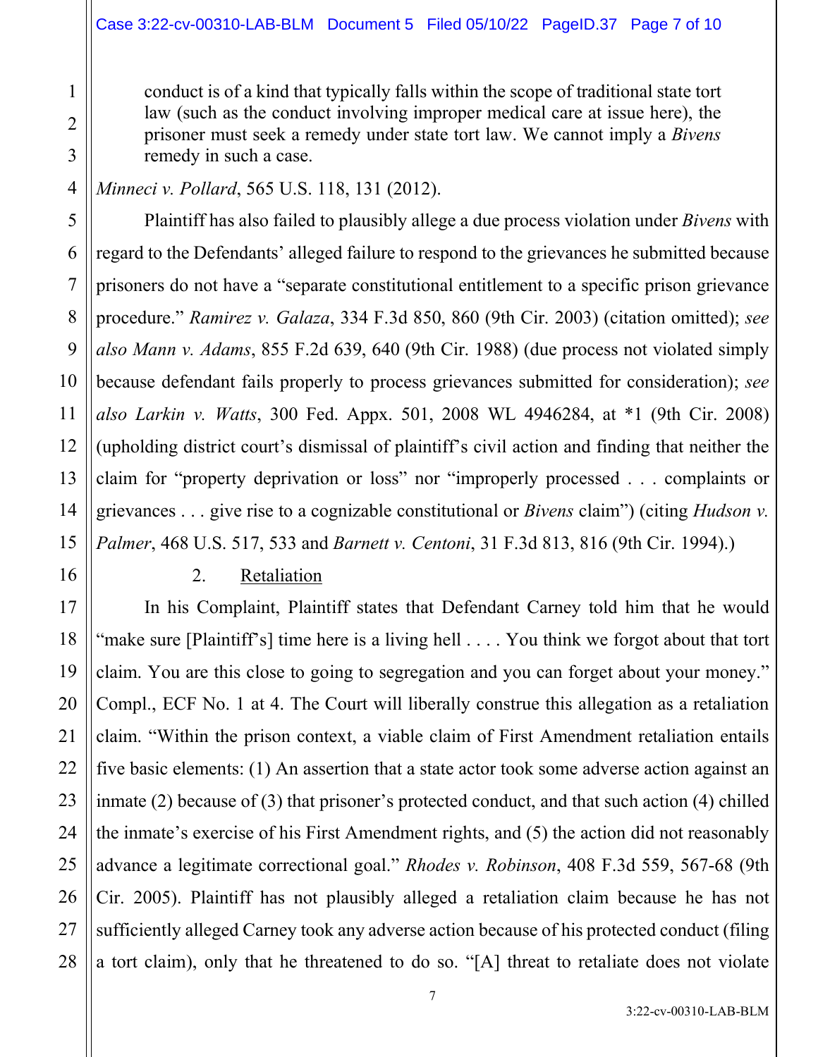> conduct is of a kind that typically falls within the scope of traditional state tort law (such as the conduct involving improper medical care at issue here), the prisoner must seek a remedy under state tort law. We cannot imply a *Bivens* remedy in such a case.

*Minneci v. Pollard*, 565 U.S. 118, 131 (2012).

Plaintiff has also failed to plausibly allege a due process violation under *Bivens* with regard to the Defendants' alleged failure to respond to the grievances he submitted because prisoners do not have a "separate constitutional entitlement to a specific prison grievance procedure." *Ramirez v. Galaza*, 334 F.3d 850, 860 (9th Cir. 2003) (citation omitted); *see also Mann v. Adams*, 855 F.2d 639, 640 (9th Cir. 1988) (due process not violated simply because defendant fails properly to process grievances submitted for consideration); *see also Larkin v. Watts*, 300 Fed. Appx. 501, 2008 WL 4946284, at *1 (9th Cir. 2008) (upholding district court's dismissal of plaintiff's civil action and finding that neither the claim for "property deprivation or loss" nor "improperly processed . . . complaints or grievances . . . give rise to a cognizable constitutional or *Bivens* claim") (citing *Hudson v. Palmer*, 468 U.S. 517, 533 and *Barnett v. Centoni*, 31 F.3d 813, 816 (9th Cir. 1994).)

2. Retaliation

In his Complaint, Plaintiff states that Defendant Carney told him that he would "make sure [Plaintiff's] time here is a living hell . . . . You think we forgot about that tort claim. You are this close to going to segregation and you can forget about your money." Compl., ECF No. 1 at 4. The Court will liberally construe this allegation as a retaliation claim. "Within the prison context, a viable claim of First Amendment retaliation entails five basic elements: (1) An assertion that a state actor took some adverse action against an inmate (2) because of (3) that prisoner's protected conduct, and that such action (4) chilled the inmate's exercise of his First Amendment rights, and (5) the action did not reasonably advance a legitimate correctional goal." *Rhodes v. Robinson*, 408 F.3d 559, 567-68 (9th Cir. 2005). Plaintiff has not plausibly alleged a retaliation claim because he has not sufficiently alleged Carney took any adverse action because of his protected conduct (filing a tort claim), only that he threatened to do so. "[A] threat to retaliate does not violate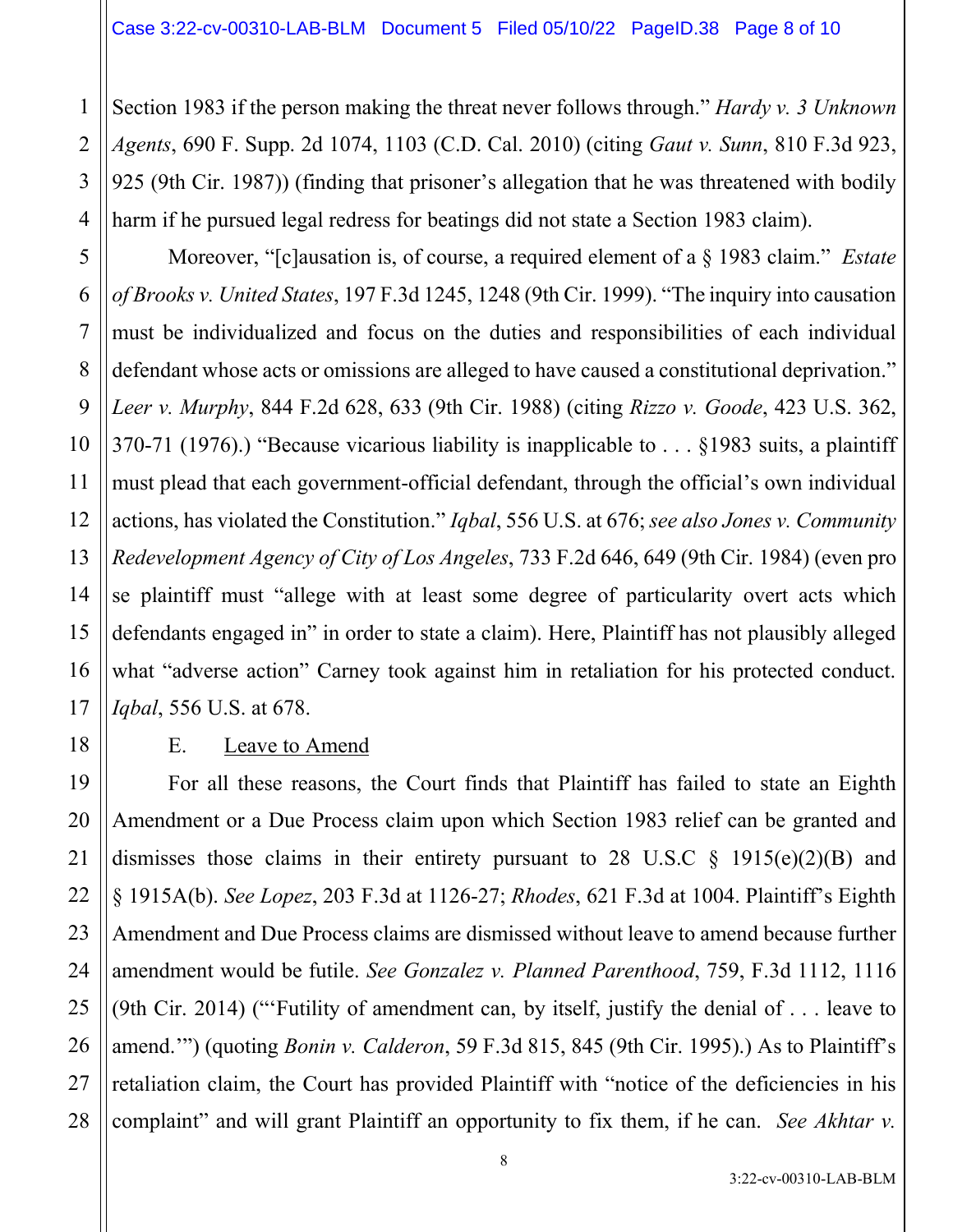Section 1983 if the person making the threat never follows through." *Hardy v. 3 Unknown Agents*, 690 F. Supp. 2d 1074, 1103 (C.D. Cal. 2010) (citing *Gaut v. Sunn*, 810 F.3d 923, 925 (9th Cir. 1987)) (finding that prisoner's allegation that he was threatened with bodily harm if he pursued legal redress for beatings did not state a Section 1983 claim).

Moreover, "[c]ausation is, of course, a required element of a § 1983 claim." *Estate of Brooks v. United States*, 197 F.3d 1245, 1248 (9th Cir. 1999). "The inquiry into causation must be individualized and focus on the duties and responsibilities of each individual defendant whose acts or omissions are alleged to have caused a constitutional deprivation." *Leer v. Murphy*, 844 F.2d 628, 633 (9th Cir. 1988) (citing *Rizzo v. Goode*, 423 U.S. 362, 370-71 (1976).) "Because vicarious liability is inapplicable to . . . §1983 suits, a plaintiff must plead that each government-official defendant, through the official's own individual actions, has violated the Constitution." *Iqbal*, 556 U.S. at 676; *see also Jones v. Community Redevelopment Agency of City of Los Angeles*, 733 F.2d 646, 649 (9th Cir. 1984) (even pro se plaintiff must "allege with at least some degree of particularity overt acts which defendants engaged in" in order to state a claim). Here, Plaintiff has not plausibly alleged what "adverse action" Carney took against him in retaliation for his protected conduct. *Iqbal*, 556 U.S. at 678.

E. Leave to Amend

For all these reasons, the Court finds that Plaintiff has failed to state an Eighth Amendment or a Due Process claim upon which Section 1983 relief can be granted and dismisses those claims in their entirety pursuant to 28 U.S.C § 1915(e)(2)(B) and § 1915A(b). *See Lopez*, 203 F.3d at 1126-27; *Rhodes*, 621 F.3d at 1004. Plaintiff's Eighth Amendment and Due Process claims are dismissed without leave to amend because further amendment would be futile. *See Gonzalez v. Planned Parenthood*, 759, F.3d 1112, 1116 (9th Cir. 2014) ("'Futility of amendment can, by itself, justify the denial of . . . leave to amend.'") (quoting *Bonin v. Calderon*, 59 F.3d 815, 845 (9th Cir. 1995).) As to Plaintiff's retaliation claim, the Court has provided Plaintiff with "notice of the deficiencies in his complaint" and will grant Plaintiff an opportunity to fix them, if he can. *See Akhtar v.*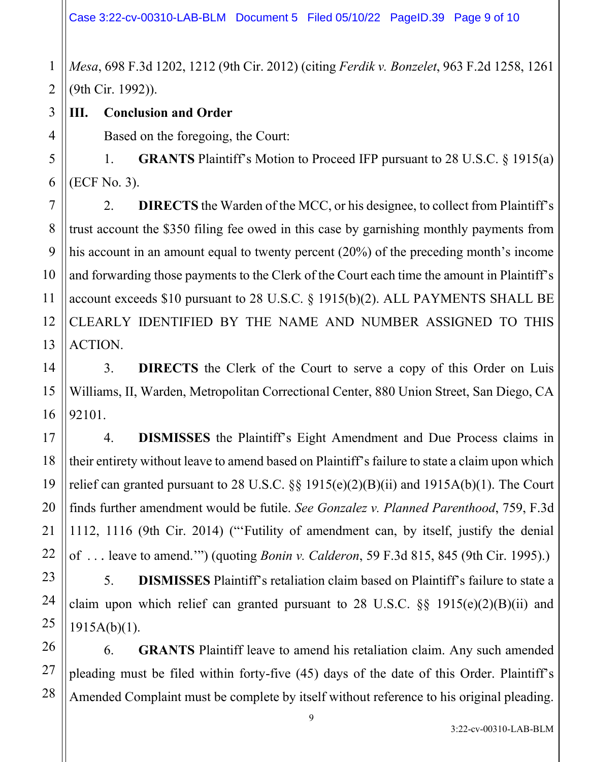*Mesa*, 698 F.3d 1202, 1212 (9th Cir. 2012) (citing *Ferdik v. Bonzelet*, 963 F.2d 1258, 1261 (9th Cir. 1992)).

## III. Conclusion and Order

Based on the foregoing, the Court:

1. **GRANTS** Plaintiff's Motion to Proceed IFP pursuant to 28 U.S.C. § 1915(a) (ECF No. 3).

2. **DIRECTS** the Warden of the MCC, or his designee, to collect from Plaintiff's trust account the $350 filing fee owed in this case by garnishing monthly payments from his account in an amount equal to twenty percent (20%) of the preceding month's income and forwarding those payments to the Clerk of the Court each time the amount in Plaintiff's account exceeds $10 pursuant to 28 U.S.C. § 1915(b)(2). ALL PAYMENTS SHALL BE CLEARLY IDENTIFIED BY THE NAME AND NUMBER ASSIGNED TO THIS ACTION.

3. **DIRECTS** the Clerk of the Court to serve a copy of this Order on Luis Williams, II, Warden, Metropolitan Correctional Center, 880 Union Street, San Diego, CA 92101.

4. **DISMISSES** the Plaintiff's Eight Amendment and Due Process claims in their entirety without leave to amend based on Plaintiff's failure to state a claim upon which relief can granted pursuant to 28 U.S.C. §§ 1915(e)(2)(B)(ii) and 1915A(b)(1). The Court finds further amendment would be futile. *See Gonzalez v. Planned Parenthood*, 759, F.3d 1112, 1116 (9th Cir. 2014) ("'Futility of amendment can, by itself, justify the denial of . . . leave to amend.'") (quoting *Bonin v. Calderon*, 59 F.3d 815, 845 (9th Cir. 1995).)

5. **DISMISSES** Plaintiff's retaliation claim based on Plaintiff's failure to state a claim upon which relief can granted pursuant to 28 U.S.C. §§ 1915(e)(2)(B)(ii) and 1915A(b)(1).

6. **GRANTS** Plaintiff leave to amend his retaliation claim. Any such amended pleading must be filed within forty-five (45) days of the date of this Order. Plaintiff's Amended Complaint must be complete by itself without reference to his original pleading.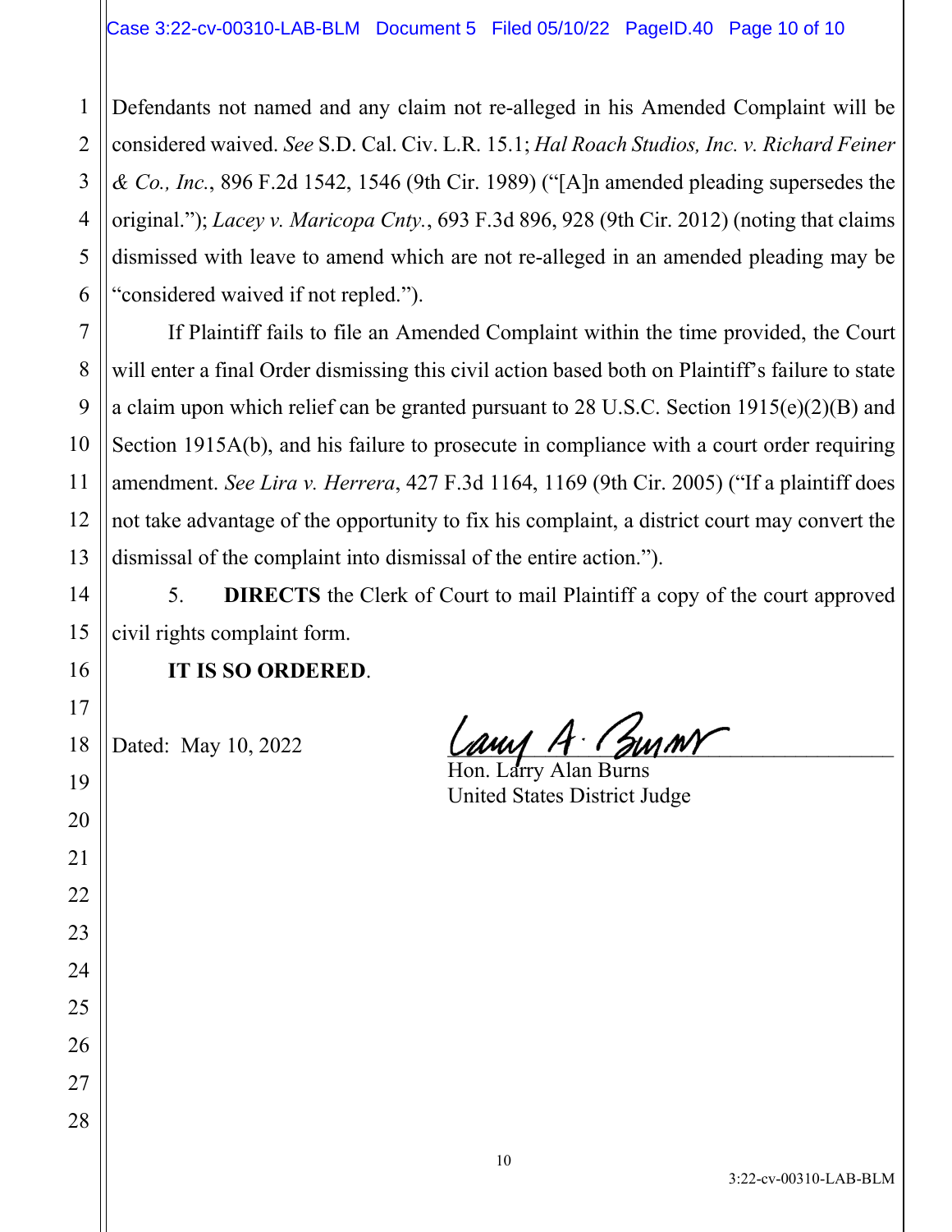Defendants not named and any claim not re-alleged in his Amended Complaint will be considered waived. *See* S.D. Cal. Civ. L.R. 15.1; *Hal Roach Studios, Inc. v. Richard Feiner & Co., Inc.*, 896 F.2d 1542, 1546 (9th Cir. 1989) ("[A]n amended pleading supersedes the original."); *Lacey v. Maricopa Cnty.*, 693 F.3d 896, 928 (9th Cir. 2012) (noting that claims dismissed with leave to amend which are not re-alleged in an amended pleading may be "considered waived if not repled.").

If Plaintiff fails to file an Amended Complaint within the time provided, the Court will enter a final Order dismissing this civil action based both on Plaintiff's failure to state a claim upon which relief can be granted pursuant to 28 U.S.C. Section 1915(e)(2)(B) and Section 1915A(b), and his failure to prosecute in compliance with a court order requiring amendment. *See Lira v. Herrera*, 427 F.3d 1164, 1169 (9th Cir. 2005) ("If a plaintiff does not take advantage of the opportunity to fix his complaint, a district court may convert the dismissal of the complaint into dismissal of the entire action.").

5. **DIRECTS** the Clerk of Court to mail Plaintiff a copy of the court approved civil rights complaint form.

**IT IS SO ORDERED**.

Dated: May 10, 2022

Hon. Larry Alan Burns
United States District Judge